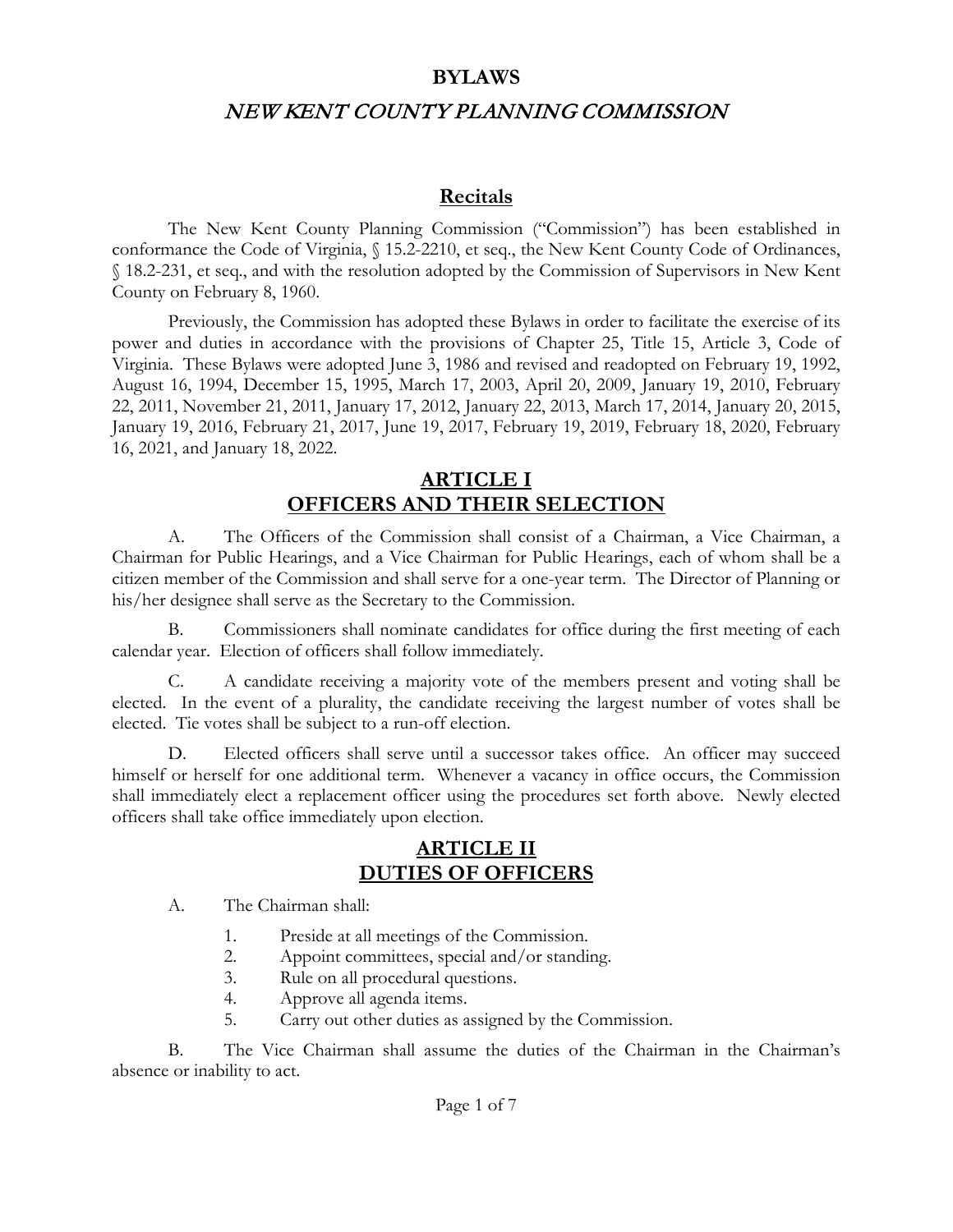# BYLAWS

## *NEW KENT COUNTY PLANNING COMMISSION*

## Recitals

The New Kent County Planning Commission ("Commission") has been established in conformance the Code of Virginia, § 15.2-2210, et seq., the New Kent County Code of Ordinances, § 18.2-231, et seq., and with the resolution adopted by the Commission of Supervisors in New Kent County on February 8, 1960.

Previously, the Commission has adopted these Bylaws in order to facilitate the exercise of its power and duties in accordance with the provisions of Chapter 25, Title 15, Article 3, Code of Virginia. These Bylaws were adopted June 3, 1986 and revised and readopted on February 19, 1992, August 16, 1994, December 15, 1995, March 17, 2003, April 20, 2009, January 19, 2010, February 22, 2011, November 21, 2011, January 17, 2012, January 22, 2013, March 17, 2014, January 20, 2015, January 19, 2016, February 21, 2017, June 19, 2017, February 19, 2019, February 18, 2020, February 16, 2021, and January 18, 2022.

## ARTICLE I
## OFFICERS AND THEIR SELECTION

A. The Officers of the Commission shall consist of a Chairman, a Vice Chairman, a Chairman for Public Hearings, and a Vice Chairman for Public Hearings, each of whom shall be a citizen member of the Commission and shall serve for a one-year term. The Director of Planning or his/her designee shall serve as the Secretary to the Commission.

B. Commissioners shall nominate candidates for office during the first meeting of each calendar year. Election of officers shall follow immediately.

C. A candidate receiving a majority vote of the members present and voting shall be elected. In the event of a plurality, the candidate receiving the largest number of votes shall be elected. Tie votes shall be subject to a run-off election.

D. Elected officers shall serve until a successor takes office. An officer may succeed himself or herself for one additional term. Whenever a vacancy in office occurs, the Commission shall immediately elect a replacement officer using the procedures set forth above. Newly elected officers shall take office immediately upon election.

## ARTICLE II
## DUTIES OF OFFICERS

A. The Chairman shall:

1. Preside at all meetings of the Commission.
2. Appoint committees, special and/or standing.
3. Rule on all procedural questions.
4. Approve all agenda items.
5. Carry out other duties as assigned by the Commission.

B. The Vice Chairman shall assume the duties of the Chairman in the Chairman's absence or inability to act.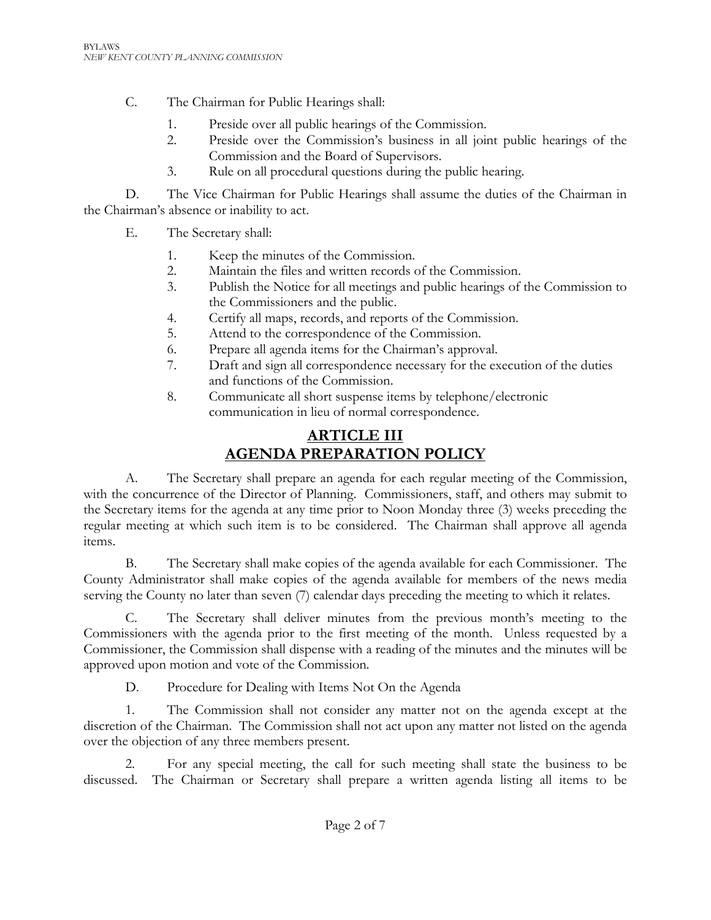C. The Chairman for Public Hearings shall:

1. Preside over all public hearings of the Commission.
2. Preside over the Commission's business in all joint public hearings of the Commission and the Board of Supervisors.
3. Rule on all procedural questions during the public hearing.

D. The Vice Chairman for Public Hearings shall assume the duties of the Chairman in the Chairman's absence or inability to act.

E. The Secretary shall:

1. Keep the minutes of the Commission.
2. Maintain the files and written records of the Commission.
3. Publish the Notice for all meetings and public hearings of the Commission to the Commissioners and the public.
4. Certify all maps, records, and reports of the Commission.
5. Attend to the correspondence of the Commission.
6. Prepare all agenda items for the Chairman's approval.
7. Draft and sign all correspondence necessary for the execution of the duties and functions of the Commission.
8. Communicate all short suspense items by telephone/electronic communication in lieu of normal correspondence.

## ARTICLE III
## AGENDA PREPARATION POLICY

A. The Secretary shall prepare an agenda for each regular meeting of the Commission, with the concurrence of the Director of Planning. Commissioners, staff, and others may submit to the Secretary items for the agenda at any time prior to Noon Monday three (3) weeks preceding the regular meeting at which such item is to be considered. The Chairman shall approve all agenda items.

B. The Secretary shall make copies of the agenda available for each Commissioner. The County Administrator shall make copies of the agenda available for members of the news media serving the County no later than seven (7) calendar days preceding the meeting to which it relates.

C. The Secretary shall deliver minutes from the previous month's meeting to the Commissioners with the agenda prior to the first meeting of the month. Unless requested by a Commissioner, the Commission shall dispense with a reading of the minutes and the minutes will be approved upon motion and vote of the Commission.

D. Procedure for Dealing with Items Not On the Agenda

1. The Commission shall not consider any matter not on the agenda except at the discretion of the Chairman. The Commission shall not act upon any matter not listed on the agenda over the objection of any three members present.

2. For any special meeting, the call for such meeting shall state the business to be discussed. The Chairman or Secretary shall prepare a written agenda listing all items to be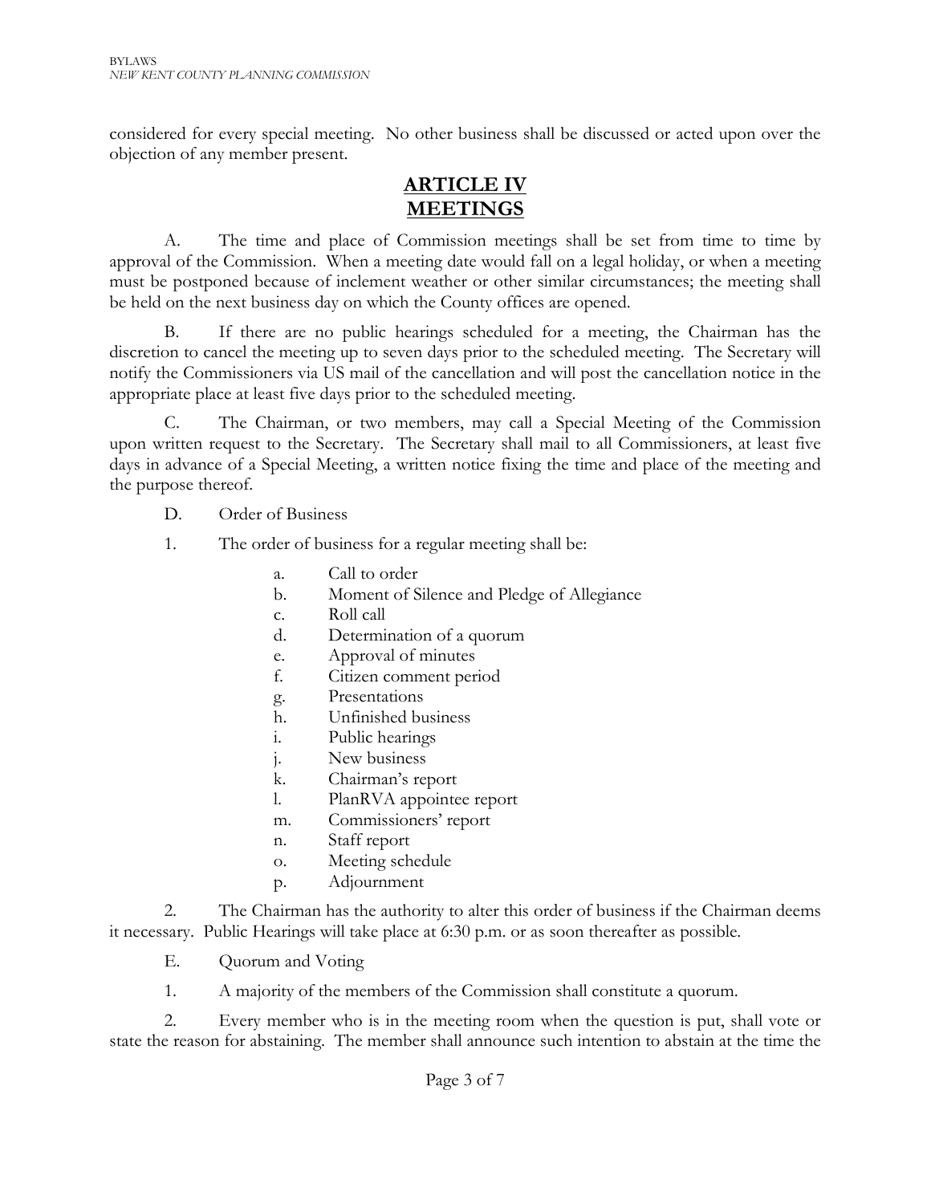considered for every special meeting. No other business shall be discussed or acted upon over the objection of any member present.

## ARTICLE IV
## MEETINGS

A. The time and place of Commission meetings shall be set from time to time by approval of the Commission. When a meeting date would fall on a legal holiday, or when a meeting must be postponed because of inclement weather or other similar circumstances; the meeting shall be held on the next business day on which the County offices are opened.

B. If there are no public hearings scheduled for a meeting, the Chairman has the discretion to cancel the meeting up to seven days prior to the scheduled meeting. The Secretary will notify the Commissioners via US mail of the cancellation and will post the cancellation notice in the appropriate place at least five days prior to the scheduled meeting.

C. The Chairman, or two members, may call a Special Meeting of the Commission upon written request to the Secretary. The Secretary shall mail to all Commissioners, at least five days in advance of a Special Meeting, a written notice fixing the time and place of the meeting and the purpose thereof.

D. Order of Business

1. The order of business for a regular meeting shall be:

   a. Call to order
   b. Moment of Silence and Pledge of Allegiance
   c. Roll call
   d. Determination of a quorum
   e. Approval of minutes
   f. Citizen comment period
   g. Presentations
   h. Unfinished business
   i. Public hearings
   j. New business
   k. Chairman's report
   l. PlanRVA appointee report
   m. Commissioners' report
   n. Staff report
   o. Meeting schedule
   p. Adjournment

2. The Chairman has the authority to alter this order of business if the Chairman deems it necessary. Public Hearings will take place at 6:30 p.m. or as soon thereafter as possible.

E. Quorum and Voting

1. A majority of the members of the Commission shall constitute a quorum.

2. Every member who is in the meeting room when the question is put, shall vote or state the reason for abstaining. The member shall announce such intention to abstain at the time the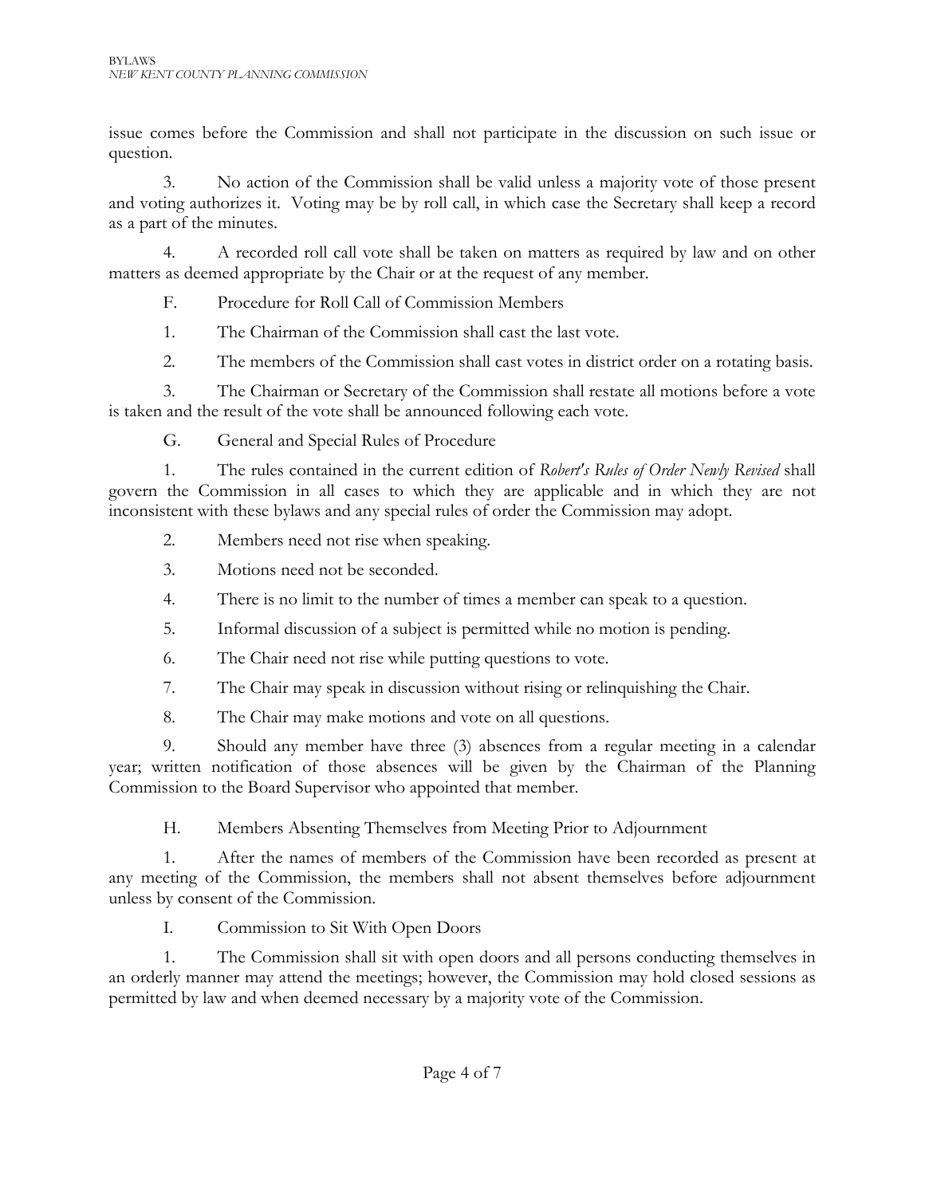issue comes before the Commission and shall not participate in the discussion on such issue or question.

3. No action of the Commission shall be valid unless a majority vote of those present and voting authorizes it. Voting may be by roll call, in which case the Secretary shall keep a record as a part of the minutes.

4. A recorded roll call vote shall be taken on matters as required by law and on other matters as deemed appropriate by the Chair or at the request of any member.

F. Procedure for Roll Call of Commission Members

1. The Chairman of the Commission shall cast the last vote.

2. The members of the Commission shall cast votes in district order on a rotating basis.

3. The Chairman or Secretary of the Commission shall restate all motions before a vote is taken and the result of the vote shall be announced following each vote.

G. General and Special Rules of Procedure

1. The rules contained in the current edition of *Robert's Rules of Order Newly Revised* shall govern the Commission in all cases to which they are applicable and in which they are not inconsistent with these bylaws and any special rules of order the Commission may adopt.

2. Members need not rise when speaking.

3. Motions need not be seconded.

4. There is no limit to the number of times a member can speak to a question.

5. Informal discussion of a subject is permitted while no motion is pending.

6. The Chair need not rise while putting questions to vote.

7. The Chair may speak in discussion without rising or relinquishing the Chair.

8. The Chair may make motions and vote on all questions.

9. Should any member have three (3) absences from a regular meeting in a calendar year; written notification of those absences will be given by the Chairman of the Planning Commission to the Board Supervisor who appointed that member.

H. Members Absenting Themselves from Meeting Prior to Adjournment

1. After the names of members of the Commission have been recorded as present at any meeting of the Commission, the members shall not absent themselves before adjournment unless by consent of the Commission.

I. Commission to Sit With Open Doors

1. The Commission shall sit with open doors and all persons conducting themselves in an orderly manner may attend the meetings; however, the Commission may hold closed sessions as permitted by law and when deemed necessary by a majority vote of the Commission.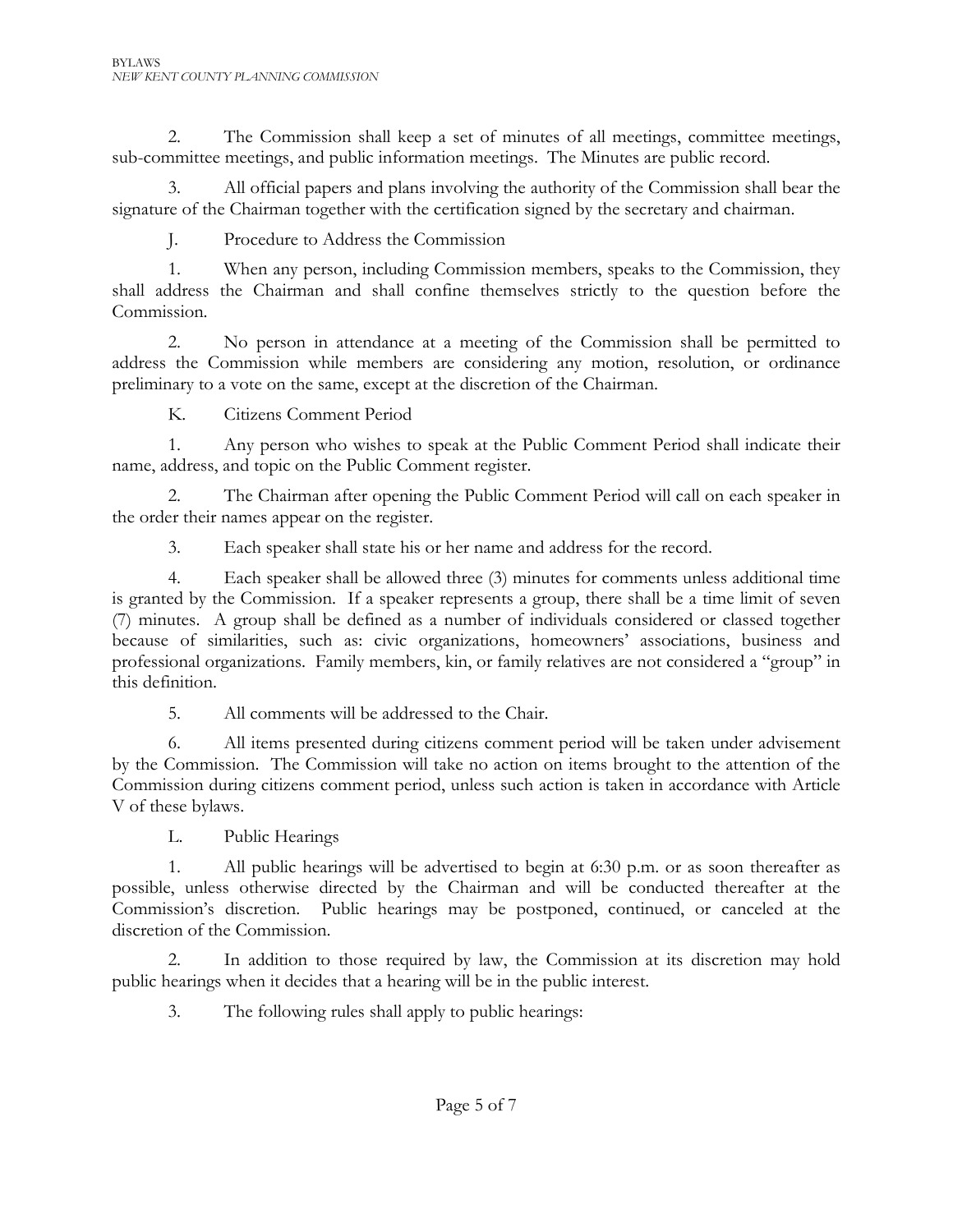2. The Commission shall keep a set of minutes of all meetings, committee meetings, sub-committee meetings, and public information meetings. The Minutes are public record.

3. All official papers and plans involving the authority of the Commission shall bear the signature of the Chairman together with the certification signed by the secretary and chairman.

J. Procedure to Address the Commission

1. When any person, including Commission members, speaks to the Commission, they shall address the Chairman and shall confine themselves strictly to the question before the Commission.

2. No person in attendance at a meeting of the Commission shall be permitted to address the Commission while members are considering any motion, resolution, or ordinance preliminary to a vote on the same, except at the discretion of the Chairman.

K. Citizens Comment Period

1. Any person who wishes to speak at the Public Comment Period shall indicate their name, address, and topic on the Public Comment register.

2. The Chairman after opening the Public Comment Period will call on each speaker in the order their names appear on the register.

3. Each speaker shall state his or her name and address for the record.

4. Each speaker shall be allowed three (3) minutes for comments unless additional time is granted by the Commission. If a speaker represents a group, there shall be a time limit of seven (7) minutes. A group shall be defined as a number of individuals considered or classed together because of similarities, such as: civic organizations, homeowners' associations, business and professional organizations. Family members, kin, or family relatives are not considered a "group" in this definition.

5. All comments will be addressed to the Chair.

6. All items presented during citizens comment period will be taken under advisement by the Commission. The Commission will take no action on items brought to the attention of the Commission during citizens comment period, unless such action is taken in accordance with Article V of these bylaws.

L. Public Hearings

1. All public hearings will be advertised to begin at 6:30 p.m. or as soon thereafter as possible, unless otherwise directed by the Chairman and will be conducted thereafter at the Commission's discretion. Public hearings may be postponed, continued, or canceled at the discretion of the Commission.

2. In addition to those required by law, the Commission at its discretion may hold public hearings when it decides that a hearing will be in the public interest.

3. The following rules shall apply to public hearings: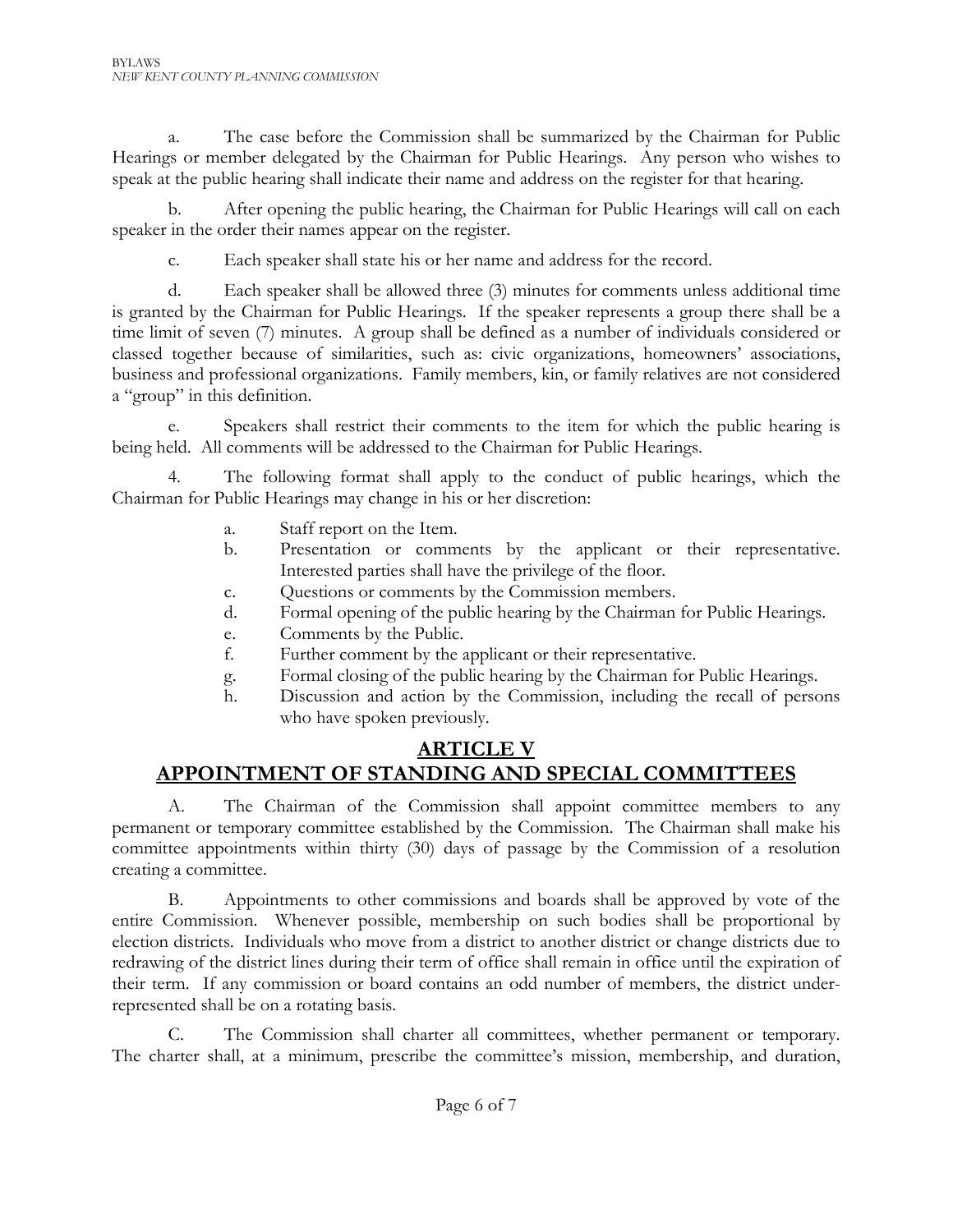a. The case before the Commission shall be summarized by the Chairman for Public Hearings or member delegated by the Chairman for Public Hearings. Any person who wishes to speak at the public hearing shall indicate their name and address on the register for that hearing.

b. After opening the public hearing, the Chairman for Public Hearings will call on each speaker in the order their names appear on the register.

c. Each speaker shall state his or her name and address for the record.

d. Each speaker shall be allowed three (3) minutes for comments unless additional time is granted by the Chairman for Public Hearings. If the speaker represents a group there shall be a time limit of seven (7) minutes. A group shall be defined as a number of individuals considered or classed together because of similarities, such as: civic organizations, homeowners' associations, business and professional organizations. Family members, kin, or family relatives are not considered a "group" in this definition.

e. Speakers shall restrict their comments to the item for which the public hearing is being held. All comments will be addressed to the Chairman for Public Hearings.

4. The following format shall apply to the conduct of public hearings, which the Chairman for Public Hearings may change in his or her discretion:

a. Staff report on the Item.
b. Presentation or comments by the applicant or their representative. Interested parties shall have the privilege of the floor.
c. Questions or comments by the Commission members.
d. Formal opening of the public hearing by the Chairman for Public Hearings.
e. Comments by the Public.
f. Further comment by the applicant or their representative.
g. Formal closing of the public hearing by the Chairman for Public Hearings.
h. Discussion and action by the Commission, including the recall of persons who have spoken previously.

## ARTICLE V
## APPOINTMENT OF STANDING AND SPECIAL COMMITTEES

A. The Chairman of the Commission shall appoint committee members to any permanent or temporary committee established by the Commission. The Chairman shall make his committee appointments within thirty (30) days of passage by the Commission of a resolution creating a committee.

B. Appointments to other commissions and boards shall be approved by vote of the entire Commission. Whenever possible, membership on such bodies shall be proportional by election districts. Individuals who move from a district to another district or change districts due to redrawing of the district lines during their term of office shall remain in office until the expiration of their term. If any commission or board contains an odd number of members, the district under-represented shall be on a rotating basis.

C. The Commission shall charter all committees, whether permanent or temporary. The charter shall, at a minimum, prescribe the committee's mission, membership, and duration,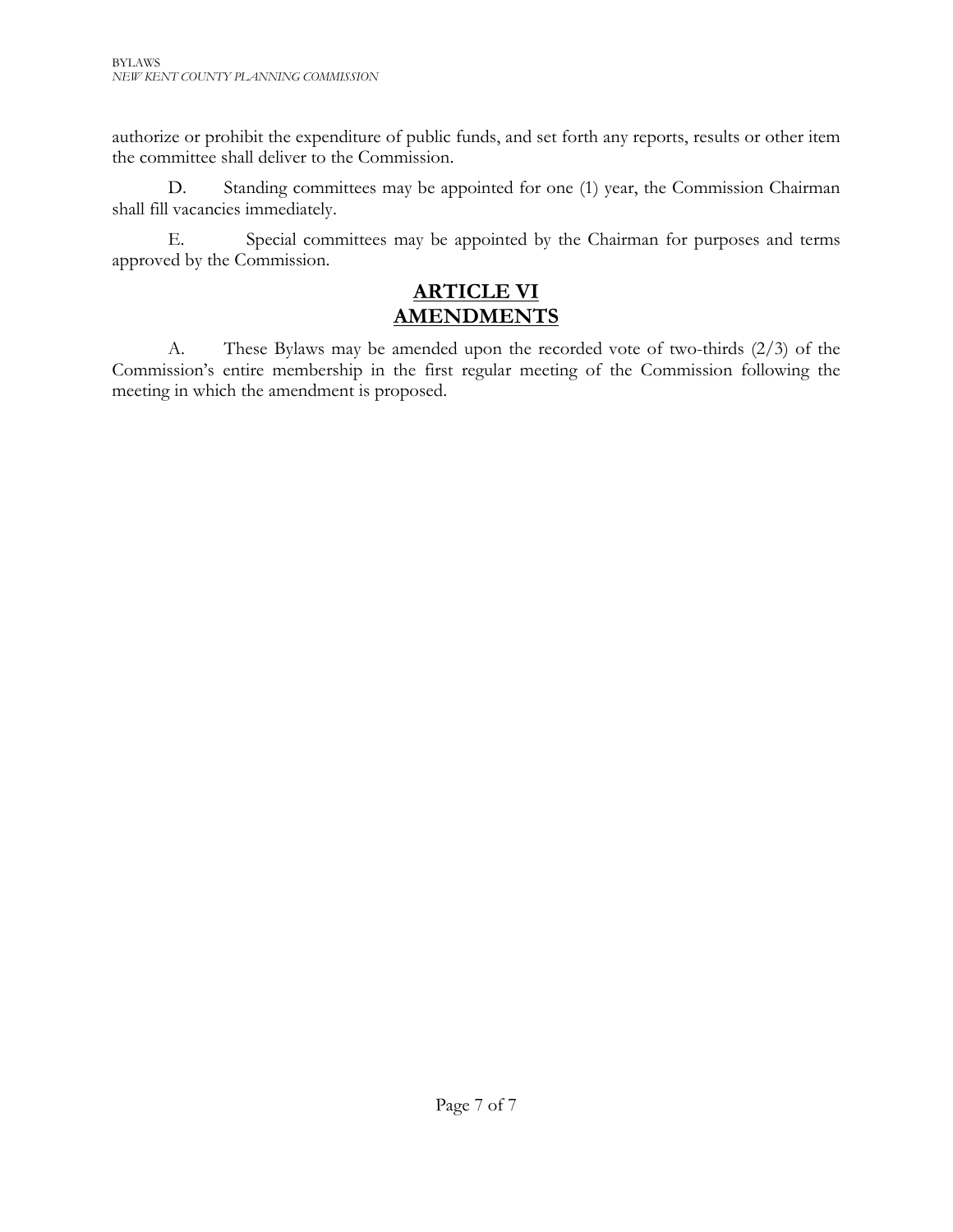authorize or prohibit the expenditure of public funds, and set forth any reports, results or other item the committee shall deliver to the Commission.

D. Standing committees may be appointed for one (1) year, the Commission Chairman shall fill vacancies immediately.

E. Special committees may be appointed by the Chairman for purposes and terms approved by the Commission.

## ARTICLE VI
## AMENDMENTS

A. These Bylaws may be amended upon the recorded vote of two-thirds (2/3) of the Commission's entire membership in the first regular meeting of the Commission following the meeting in which the amendment is proposed.